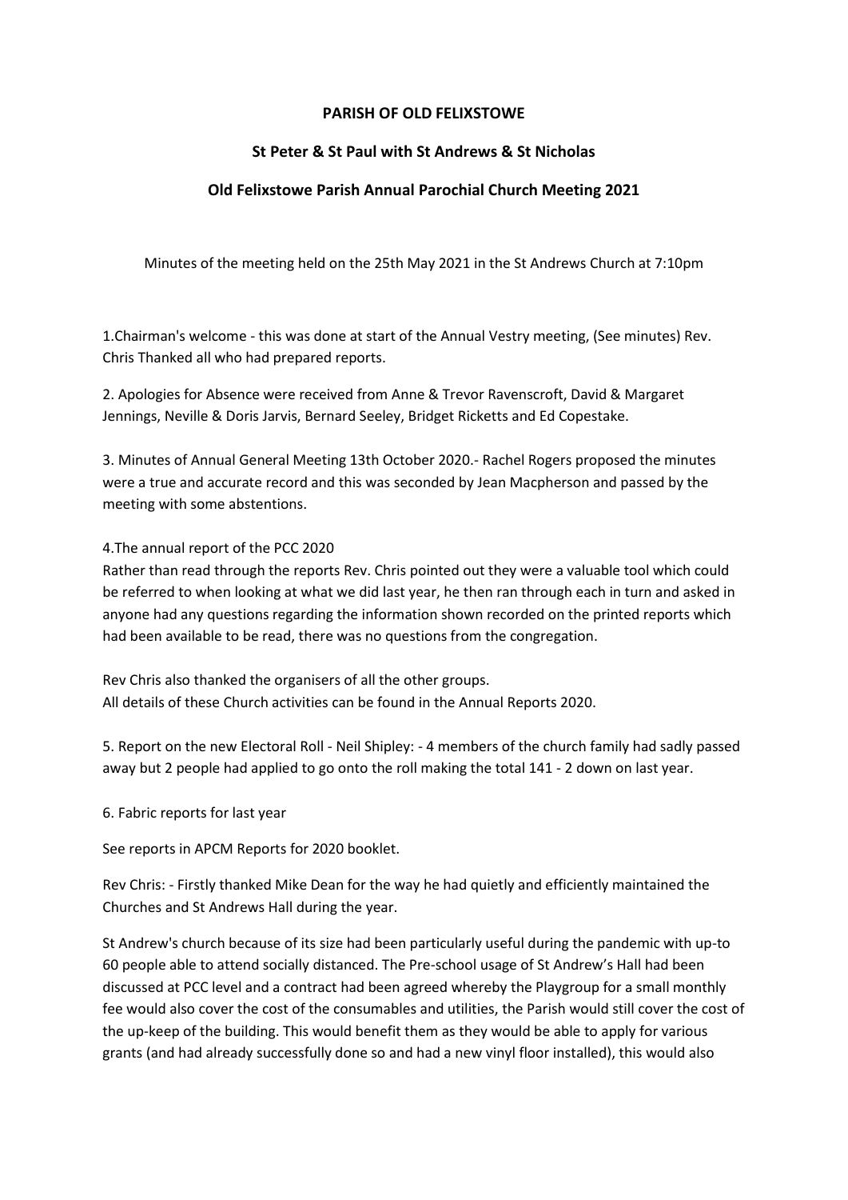**PARISH OF OLD FELIXSTOWE**

**St Peter & St Paul with St Andrews & St Nicholas**

**Old Felixstowe Parish Annual Parochial Church Meeting 2021**

Minutes of the meeting held on the 25th May 2021 in the St Andrews Church at 7:10pm

1.Chairman's welcome - this was done at start of the Annual Vestry meeting, (See minutes) Rev. Chris Thanked all who had prepared reports.

2. Apologies for Absence were received from Anne & Trevor Ravenscroft, David & Margaret Jennings, Neville & Doris Jarvis, Bernard Seeley, Bridget Ricketts and Ed Copestake.

3. Minutes of Annual General Meeting 13th October 2020.- Rachel Rogers proposed the minutes were a true and accurate record and this was seconded by Jean Macpherson and passed by the meeting with some abstentions.

4.The annual report of the PCC 2020

Rather than read through the reports Rev. Chris pointed out they were a valuable tool which could be referred to when looking at what we did last year, he then ran through each in turn and asked in anyone had any questions regarding the information shown recorded on the printed reports which had been available to be read, there was no questions from the congregation.

Rev Chris also thanked the organisers of all the other groups.
All details of these Church activities can be found in the Annual Reports 2020.

5. Report on the new Electoral Roll - Neil Shipley: - 4 members of the church family had sadly passed away but 2 people had applied to go onto the roll making the total 141 - 2 down on last year.

6. Fabric reports for last year

See reports in APCM Reports for 2020 booklet.

Rev Chris: - Firstly thanked Mike Dean for the way he had quietly and efficiently maintained the Churches and St Andrews Hall during the year.

St Andrew's church because of its size had been particularly useful during the pandemic with up-to 60 people able to attend socially distanced. The Pre-school usage of St Andrew's Hall had been discussed at PCC level and a contract had been agreed whereby the Playgroup for a small monthly fee would also cover the cost of the consumables and utilities, the Parish would still cover the cost of the up-keep of the building. This would benefit them as they would be able to apply for various grants (and had already successfully done so and had a new vinyl floor installed), this would also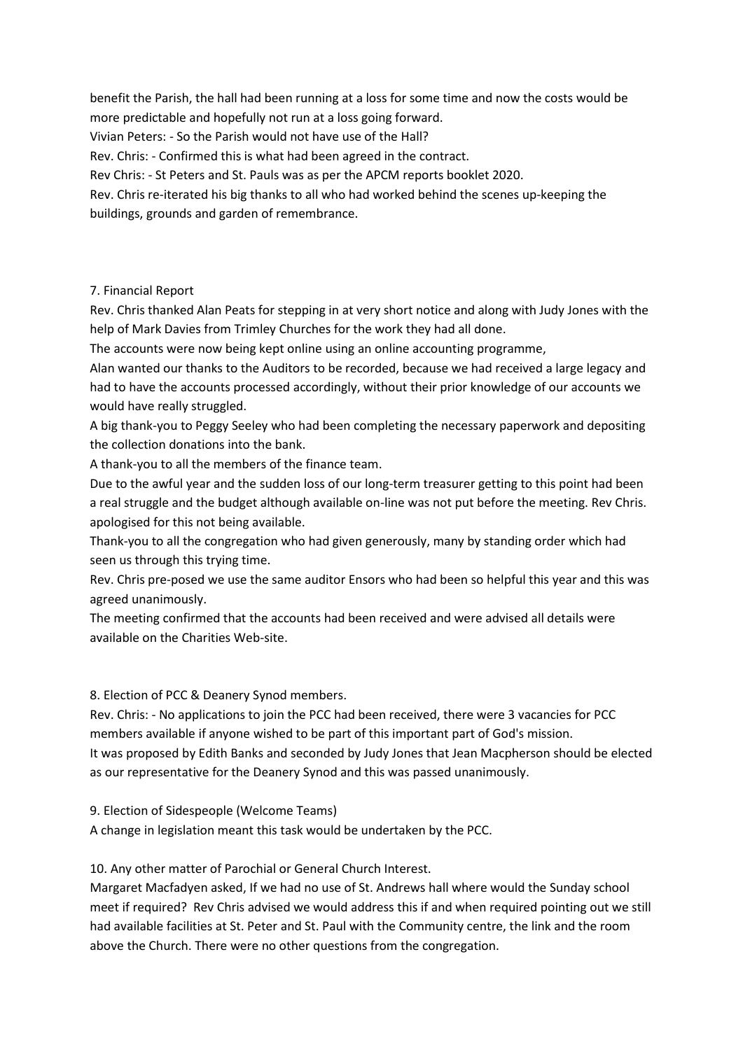benefit the Parish, the hall had been running at a loss for some time and now the costs would be more predictable and hopefully not run at a loss going forward.

Vivian Peters: - So the Parish would not have use of the Hall?

Rev. Chris: - Confirmed this is what had been agreed in the contract.

Rev Chris: - St Peters and St. Pauls was as per the APCM reports booklet 2020.

Rev. Chris re-iterated his big thanks to all who had worked behind the scenes up-keeping the buildings, grounds and garden of remembrance.

7. Financial Report

Rev. Chris thanked Alan Peats for stepping in at very short notice and along with Judy Jones with the help of Mark Davies from Trimley Churches for the work they had all done.

The accounts were now being kept online using an online accounting programme,

Alan wanted our thanks to the Auditors to be recorded, because we had received a large legacy and had to have the accounts processed accordingly, without their prior knowledge of our accounts we would have really struggled.

A big thank-you to Peggy Seeley who had been completing the necessary paperwork and depositing the collection donations into the bank.

A thank-you to all the members of the finance team.

Due to the awful year and the sudden loss of our long-term treasurer getting to this point had been a real struggle and the budget although available on-line was not put before the meeting. Rev Chris. apologised for this not being available.

Thank-you to all the congregation who had given generously, many by standing order which had seen us through this trying time.

Rev. Chris pre-posed we use the same auditor Ensors who had been so helpful this year and this was agreed unanimously.

The meeting confirmed that the accounts had been received and were advised all details were available on the Charities Web-site.

8. Election of PCC & Deanery Synod members.

Rev. Chris: - No applications to join the PCC had been received, there were 3 vacancies for PCC members available if anyone wished to be part of this important part of God's mission.

It was proposed by Edith Banks and seconded by Judy Jones that Jean Macpherson should be elected as our representative for the Deanery Synod and this was passed unanimously.

9. Election of Sidespeople (Welcome Teams)

A change in legislation meant this task would be undertaken by the PCC.

10. Any other matter of Parochial or General Church Interest.

Margaret Macfadyen asked, If we had no use of St. Andrews hall where would the Sunday school meet if required? Rev Chris advised we would address this if and when required pointing out we still had available facilities at St. Peter and St. Paul with the Community centre, the link and the room above the Church. There were no other questions from the congregation.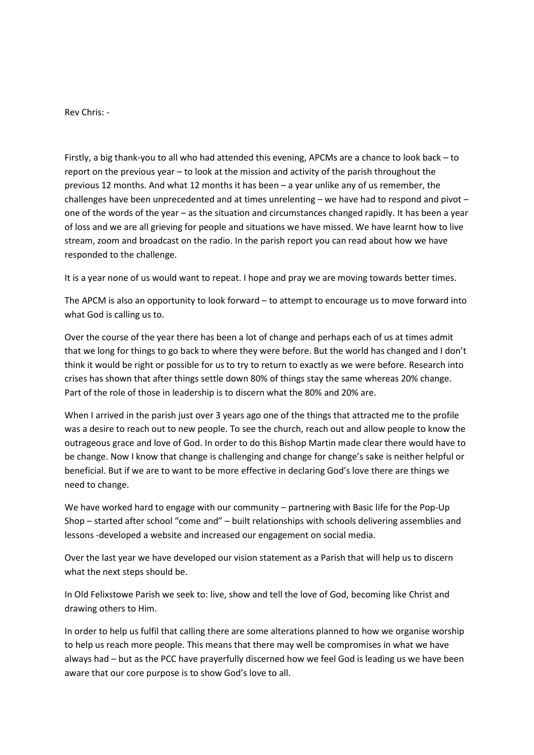Rev Chris: -

Firstly, a big thank-you to all who had attended this evening, APCMs are a chance to look back – to report on the previous year – to look at the mission and activity of the parish throughout the previous 12 months. And what 12 months it has been – a year unlike any of us remember, the challenges have been unprecedented and at times unrelenting – we have had to respond and pivot – one of the words of the year – as the situation and circumstances changed rapidly. It has been a year of loss and we are all grieving for people and situations we have missed. We have learnt how to live stream, zoom and broadcast on the radio. In the parish report you can read about how we have responded to the challenge.

It is a year none of us would want to repeat. I hope and pray we are moving towards better times.

The APCM is also an opportunity to look forward – to attempt to encourage us to move forward into what God is calling us to.

Over the course of the year there has been a lot of change and perhaps each of us at times admit that we long for things to go back to where they were before. But the world has changed and I don't think it would be right or possible for us to try to return to exactly as we were before. Research into crises has shown that after things settle down 80% of things stay the same whereas 20% change. Part of the role of those in leadership is to discern what the 80% and 20% are.

When I arrived in the parish just over 3 years ago one of the things that attracted me to the profile was a desire to reach out to new people. To see the church, reach out and allow people to know the outrageous grace and love of God. In order to do this Bishop Martin made clear there would have to be change. Now I know that change is challenging and change for change's sake is neither helpful or beneficial. But if we are to want to be more effective in declaring God's love there are things we need to change.

We have worked hard to engage with our community – partnering with Basic life for the Pop-Up Shop – started after school "come and" – built relationships with schools delivering assemblies and lessons -developed a website and increased our engagement on social media.

Over the last year we have developed our vision statement as a Parish that will help us to discern what the next steps should be.

In Old Felixstowe Parish we seek to: live, show and tell the love of God, becoming like Christ and drawing others to Him.

In order to help us fulfil that calling there are some alterations planned to how we organise worship to help us reach more people. This means that there may well be compromises in what we have always had – but as the PCC have prayerfully discerned how we feel God is leading us we have been aware that our core purpose is to show God's love to all.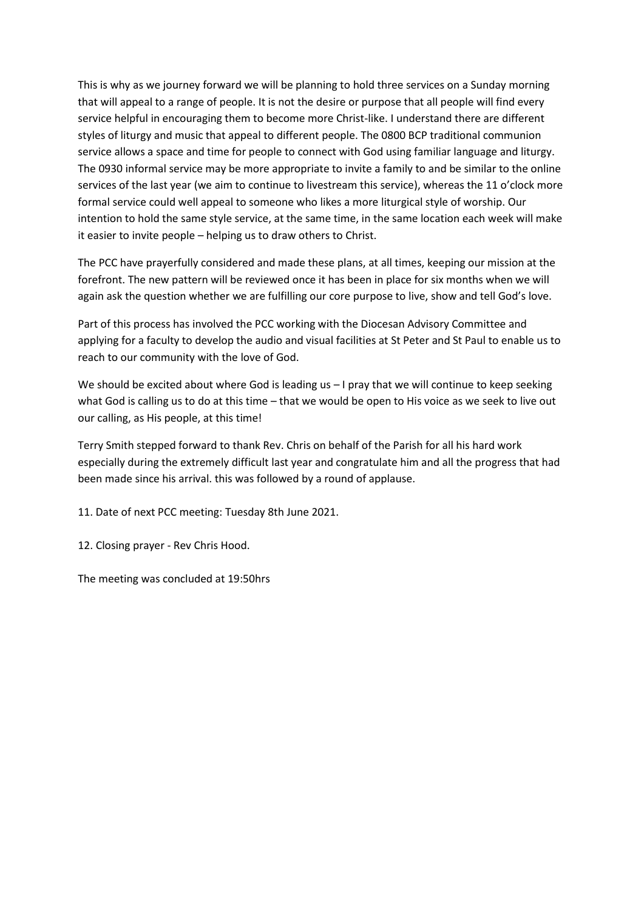This is why as we journey forward we will be planning to hold three services on a Sunday morning that will appeal to a range of people. It is not the desire or purpose that all people will find every service helpful in encouraging them to become more Christ-like. I understand there are different styles of liturgy and music that appeal to different people. The 0800 BCP traditional communion service allows a space and time for people to connect with God using familiar language and liturgy. The 0930 informal service may be more appropriate to invite a family to and be similar to the online services of the last year (we aim to continue to livestream this service), whereas the 11 o'clock more formal service could well appeal to someone who likes a more liturgical style of worship. Our intention to hold the same style service, at the same time, in the same location each week will make it easier to invite people – helping us to draw others to Christ.

The PCC have prayerfully considered and made these plans, at all times, keeping our mission at the forefront. The new pattern will be reviewed once it has been in place for six months when we will again ask the question whether we are fulfilling our core purpose to live, show and tell God's love.

Part of this process has involved the PCC working with the Diocesan Advisory Committee and applying for a faculty to develop the audio and visual facilities at St Peter and St Paul to enable us to reach to our community with the love of God.

We should be excited about where God is leading us – I pray that we will continue to keep seeking what God is calling us to do at this time – that we would be open to His voice as we seek to live out our calling, as His people, at this time!

Terry Smith stepped forward to thank Rev. Chris on behalf of the Parish for all his hard work especially during the extremely difficult last year and congratulate him and all the progress that had been made since his arrival. this was followed by a round of applause.

11. Date of next PCC meeting: Tuesday 8th June 2021.

12. Closing prayer - Rev Chris Hood.

The meeting was concluded at 19:50hrs